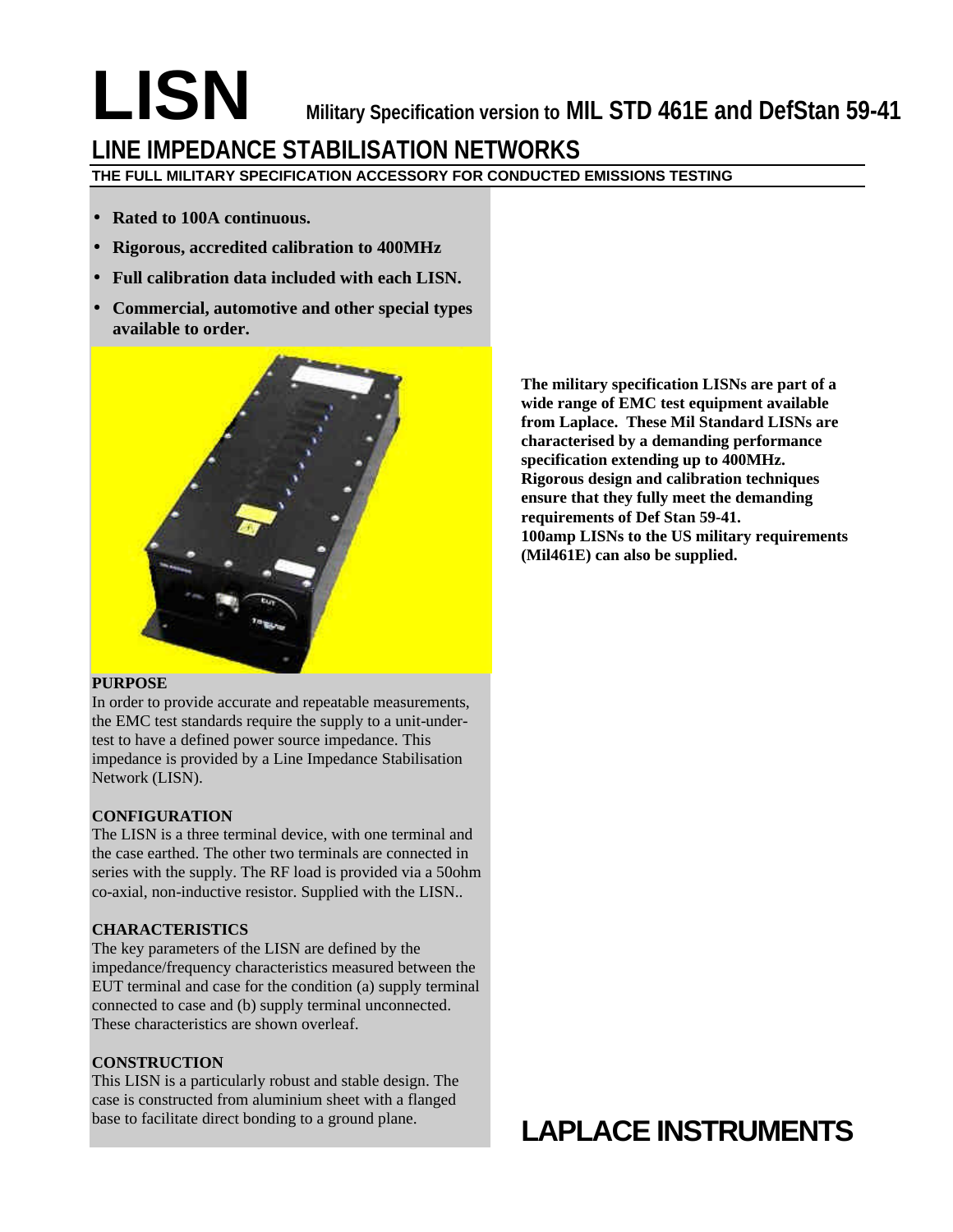# LISN

Military Specification version to **MIL STD 461E and DefStan 59-41**

## LINE IMPEDANCE STABILISATION NETWORKS

**THE FULL MILITARY SPECIFICATION ACCESSORY FOR CONDUCTED EMISSIONS TESTING**

- **Rated to 100A continuous.**
- **Rigorous, accredited calibration to 400MHz**
- **Full calibration data included with each LISN.**
- **Commercial, automotive and other special types available to order.**

**The military specification LISNs are part of a wide range of EMC test equipment available from Laplace. These Mil Standard LISNs are characterised by a demanding performance specification extending up to 400MHz. Rigorous design and calibration techniques ensure that they fully meet the demanding requirements of Def Stan 59-41.**
**100amp LISNs to the US military requirements (Mil461E) can also be supplied.**

### PURPOSE

In order to provide accurate and repeatable measurements, the EMC test standards require the supply to a unit-under-test to have a defined power source impedance. This impedance is provided by a Line Impedance Stabilisation Network (LISN).

### CONFIGURATION

The LISN is a three terminal device, with one terminal and the case earthed. The other two terminals are connected in series with the supply. The RF load is provided via a 50ohm co-axial, non-inductive resistor. Supplied with the LISN..

### CHARACTERISTICS

The key parameters of the LISN are defined by the impedance/frequency characteristics measured between the EUT terminal and case for the condition (a) supply terminal connected to case and (b) supply terminal unconnected. These characteristics are shown overleaf.

### CONSTRUCTION

This LISN is a particularly robust and stable design. The case is constructed from aluminium sheet with a flanged base to facilitate direct bonding to a ground plane.

## LAPLACE INSTRUMENTS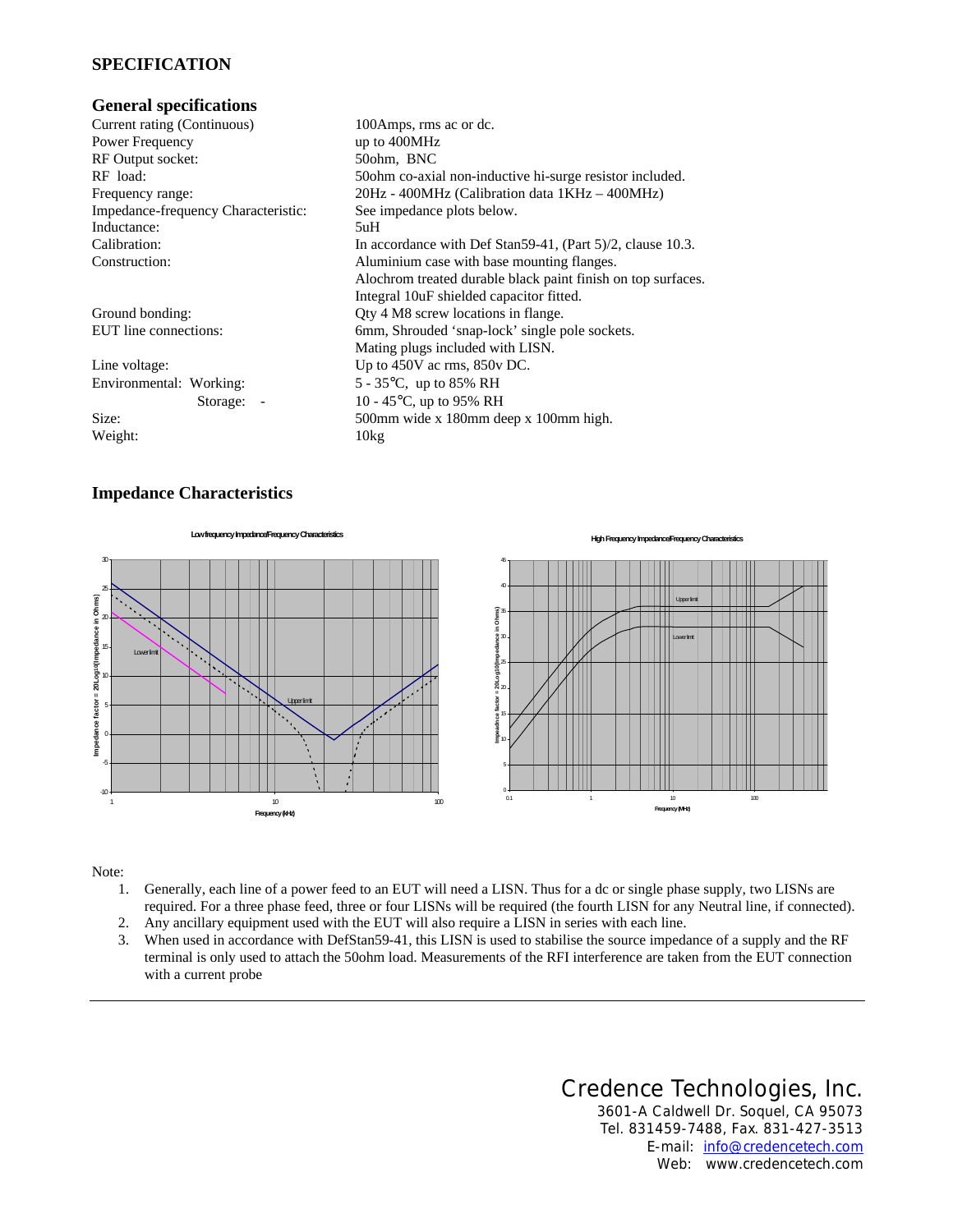## SPECIFICATION

### General specifications

| | |
|---|---|
| Current rating (Continuous) | 100Amps, rms ac or dc. |
| Power Frequency | up to 400MHz |
| RF Output socket: | 50ohm, BNC |
| RF load: | 50ohm co-axial non-inductive hi-surge resistor included. |
| Frequency range: | 20Hz - 400MHz (Calibration data 1KHz – 400MHz) |
| Impedance-frequency Characteristic: | See impedance plots below. |
| Inductance: | 5uH |
| Calibration: | In accordance with Def Stan59-41, (Part 5)/2, clause 10.3. |
| Construction: | Aluminium case with base mounting flanges.<br>Alochrom treated durable black paint finish on top surfaces.<br>Integral 10uF shielded capacitor fitted. |
| Ground bonding: | Qty 4 M8 screw locations in flange. |
| EUT line connections: | 6mm, Shrouded 'snap-lock' single pole sockets.<br>Mating plugs included with LISN. |
| Line voltage: | Up to 450V ac rms, 850v DC. |
| Environmental: Working: | 5 - 35°C, up to 85% RH |
| Storage: - | 10 - 45°C, up to 95% RH |
| Size: | 500mm wide x 180mm deep x 100mm high. |
| Weight: | 10kg |

### Impedance Characteristics

Low frequency Impedance/Frequency Characteristics

Impedance factor = 20Log10(Impedance in Ohms)

30
25
20
15
10
5
0
-5
-10

Lower limit

Upper limit

1
10
100

Frequency (kHz)

High Frequency Impedance/Frequency Characteristics

Impeadnce factor = 20Log10(Impedance in Ohms)

45
40
35
30
25
20
15
10
5
0

Upper limit

Lower limit

0.1
1
10
100

Frequency (MHz)

Note:

1. Generally, each line of a power feed to an EUT will need a LISN. Thus for a dc or single phase supply, two LISNs are required. For a three phase feed, three or four LISNs will be required (the fourth LISN for any Neutral line, if connected).
2. Any ancillary equipment used with the EUT will also require a LISN in series with each line.
3. When used in accordance with DefStan59-41, this LISN is used to stabilise the source impedance of a supply and the RF terminal is only used to attach the 50ohm load. Measurements of the RFI interference are taken from the EUT connection with a current probe

---

Credence Technologies, Inc.
3601-A Caldwell Dr. Soquel, CA 95073
Tel. 831459-7488, Fax. 831-427-3513
E-mail: info@credencetech.com
Web: www.credencetech.com